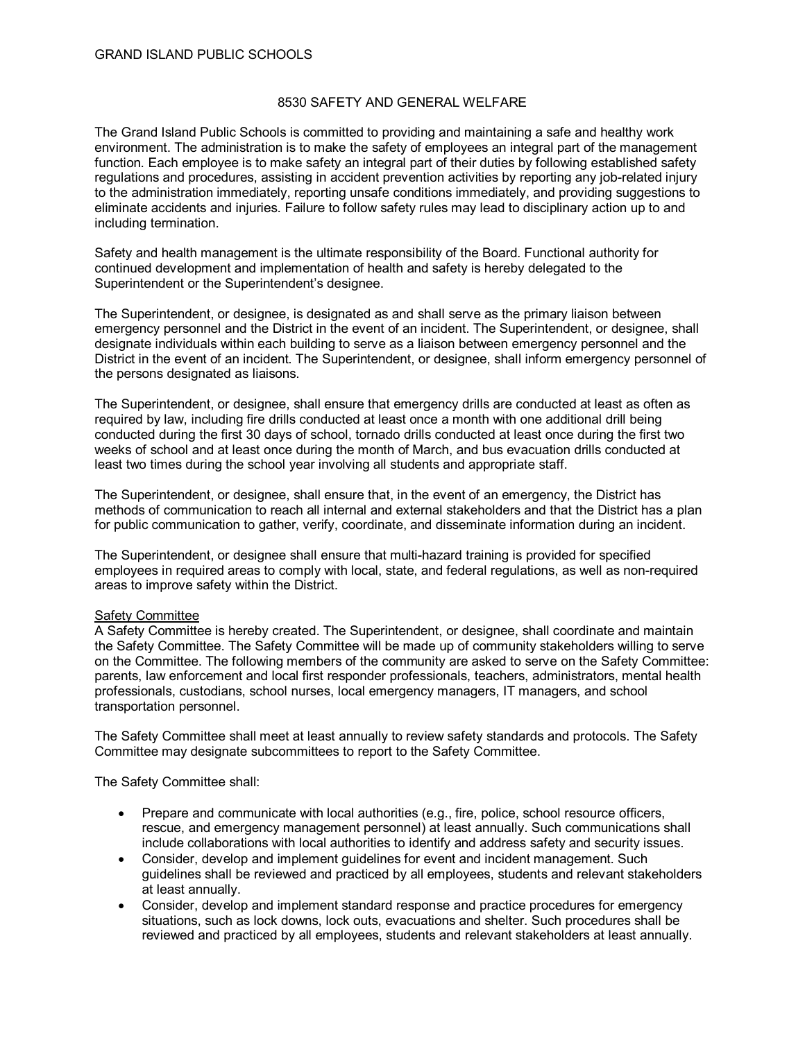GRAND ISLAND PUBLIC SCHOOLS

# 8530 SAFETY AND GENERAL WELFARE

The Grand Island Public Schools is committed to providing and maintaining a safe and healthy work environment. The administration is to make the safety of employees an integral part of the management function. Each employee is to make safety an integral part of their duties by following established safety regulations and procedures, assisting in accident prevention activities by reporting any job-related injury to the administration immediately, reporting unsafe conditions immediately, and providing suggestions to eliminate accidents and injuries. Failure to follow safety rules may lead to disciplinary action up to and including termination.

Safety and health management is the ultimate responsibility of the Board. Functional authority for continued development and implementation of health and safety is hereby delegated to the Superintendent or the Superintendent's designee.

The Superintendent, or designee, is designated as and shall serve as the primary liaison between emergency personnel and the District in the event of an incident. The Superintendent, or designee, shall designate individuals within each building to serve as a liaison between emergency personnel and the District in the event of an incident. The Superintendent, or designee, shall inform emergency personnel of the persons designated as liaisons.

The Superintendent, or designee, shall ensure that emergency drills are conducted at least as often as required by law, including fire drills conducted at least once a month with one additional drill being conducted during the first 30 days of school, tornado drills conducted at least once during the first two weeks of school and at least once during the month of March, and bus evacuation drills conducted at least two times during the school year involving all students and appropriate staff.

The Superintendent, or designee, shall ensure that, in the event of an emergency, the District has methods of communication to reach all internal and external stakeholders and that the District has a plan for public communication to gather, verify, coordinate, and disseminate information during an incident.

The Superintendent, or designee shall ensure that multi-hazard training is provided for specified employees in required areas to comply with local, state, and federal regulations, as well as non-required areas to improve safety within the District.

## Safety Committee

A Safety Committee is hereby created. The Superintendent, or designee, shall coordinate and maintain the Safety Committee. The Safety Committee will be made up of community stakeholders willing to serve on the Committee. The following members of the community are asked to serve on the Safety Committee: parents, law enforcement and local first responder professionals, teachers, administrators, mental health professionals, custodians, school nurses, local emergency managers, IT managers, and school transportation personnel.

The Safety Committee shall meet at least annually to review safety standards and protocols. The Safety Committee may designate subcommittees to report to the Safety Committee.

The Safety Committee shall:

- Prepare and communicate with local authorities (e.g., fire, police, school resource officers, rescue, and emergency management personnel) at least annually. Such communications shall include collaborations with local authorities to identify and address safety and security issues.
- Consider, develop and implement guidelines for event and incident management. Such guidelines shall be reviewed and practiced by all employees, students and relevant stakeholders at least annually.
- Consider, develop and implement standard response and practice procedures for emergency situations, such as lock downs, lock outs, evacuations and shelter. Such procedures shall be reviewed and practiced by all employees, students and relevant stakeholders at least annually.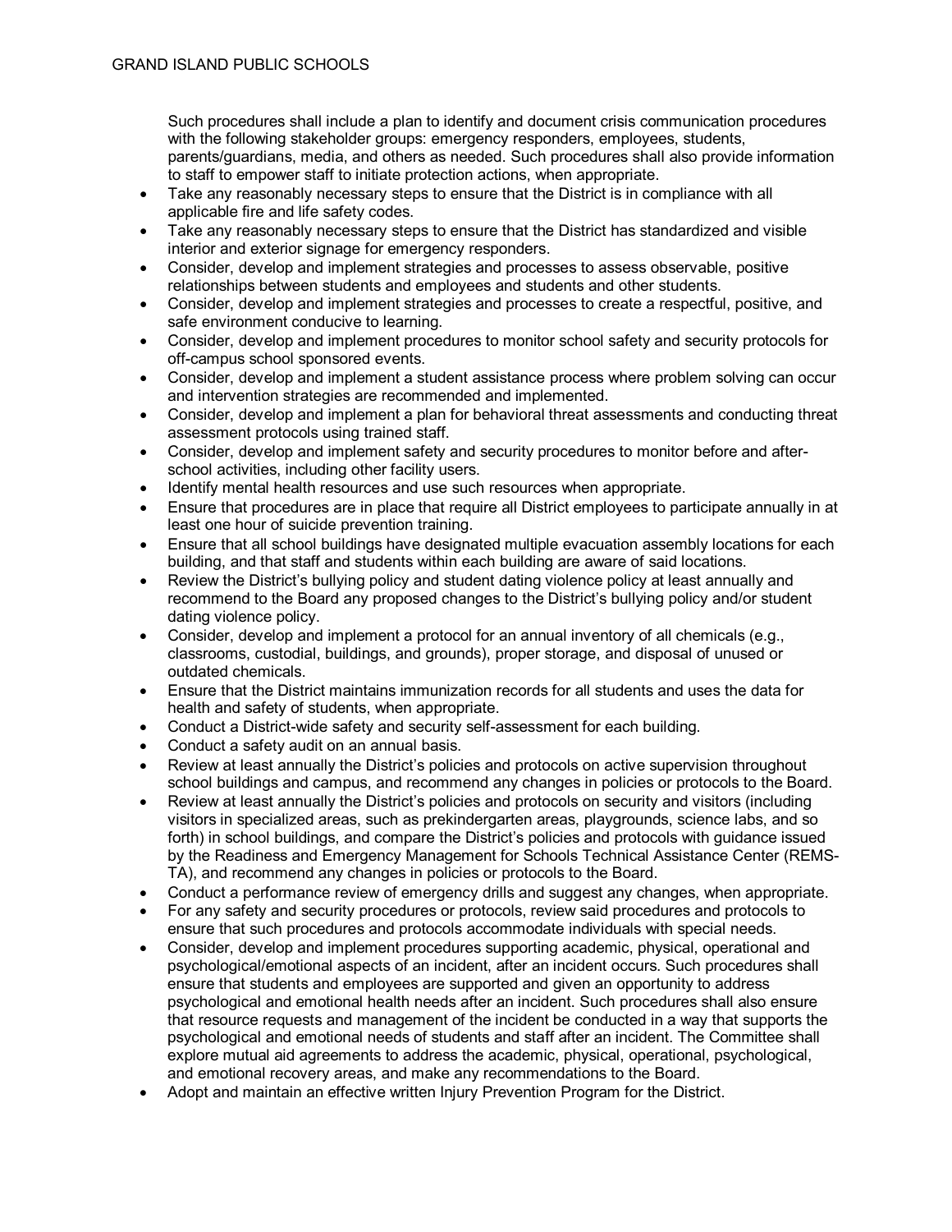Such procedures shall include a plan to identify and document crisis communication procedures with the following stakeholder groups: emergency responders, employees, students, parents/guardians, media, and others as needed. Such procedures shall also provide information to staff to empower staff to initiate protection actions, when appropriate.

- Take any reasonably necessary steps to ensure that the District is in compliance with all applicable fire and life safety codes.
- Take any reasonably necessary steps to ensure that the District has standardized and visible interior and exterior signage for emergency responders.
- Consider, develop and implement strategies and processes to assess observable, positive relationships between students and employees and students and other students.
- Consider, develop and implement strategies and processes to create a respectful, positive, and safe environment conducive to learning.
- Consider, develop and implement procedures to monitor school safety and security protocols for off-campus school sponsored events.
- Consider, develop and implement a student assistance process where problem solving can occur and intervention strategies are recommended and implemented.
- Consider, develop and implement a plan for behavioral threat assessments and conducting threat assessment protocols using trained staff.
- Consider, develop and implement safety and security procedures to monitor before and after-school activities, including other facility users.
- Identify mental health resources and use such resources when appropriate.
- Ensure that procedures are in place that require all District employees to participate annually in at least one hour of suicide prevention training.
- Ensure that all school buildings have designated multiple evacuation assembly locations for each building, and that staff and students within each building are aware of said locations.
- Review the District's bullying policy and student dating violence policy at least annually and recommend to the Board any proposed changes to the District's bullying policy and/or student dating violence policy.
- Consider, develop and implement a protocol for an annual inventory of all chemicals (e.g., classrooms, custodial, buildings, and grounds), proper storage, and disposal of unused or outdated chemicals.
- Ensure that the District maintains immunization records for all students and uses the data for health and safety of students, when appropriate.
- Conduct a District-wide safety and security self-assessment for each building.
- Conduct a safety audit on an annual basis.
- Review at least annually the District's policies and protocols on active supervision throughout school buildings and campus, and recommend any changes in policies or protocols to the Board.
- Review at least annually the District's policies and protocols on security and visitors (including visitors in specialized areas, such as prekindergarten areas, playgrounds, science labs, and so forth) in school buildings, and compare the District's policies and protocols with guidance issued by the Readiness and Emergency Management for Schools Technical Assistance Center (REMS-TA), and recommend any changes in policies or protocols to the Board.
- Conduct a performance review of emergency drills and suggest any changes, when appropriate.
- For any safety and security procedures or protocols, review said procedures and protocols to ensure that such procedures and protocols accommodate individuals with special needs.
- Consider, develop and implement procedures supporting academic, physical, operational and psychological/emotional aspects of an incident, after an incident occurs. Such procedures shall ensure that students and employees are supported and given an opportunity to address psychological and emotional health needs after an incident. Such procedures shall also ensure that resource requests and management of the incident be conducted in a way that supports the psychological and emotional needs of students and staff after an incident. The Committee shall explore mutual aid agreements to address the academic, physical, operational, psychological, and emotional recovery areas, and make any recommendations to the Board.
- Adopt and maintain an effective written Injury Prevention Program for the District.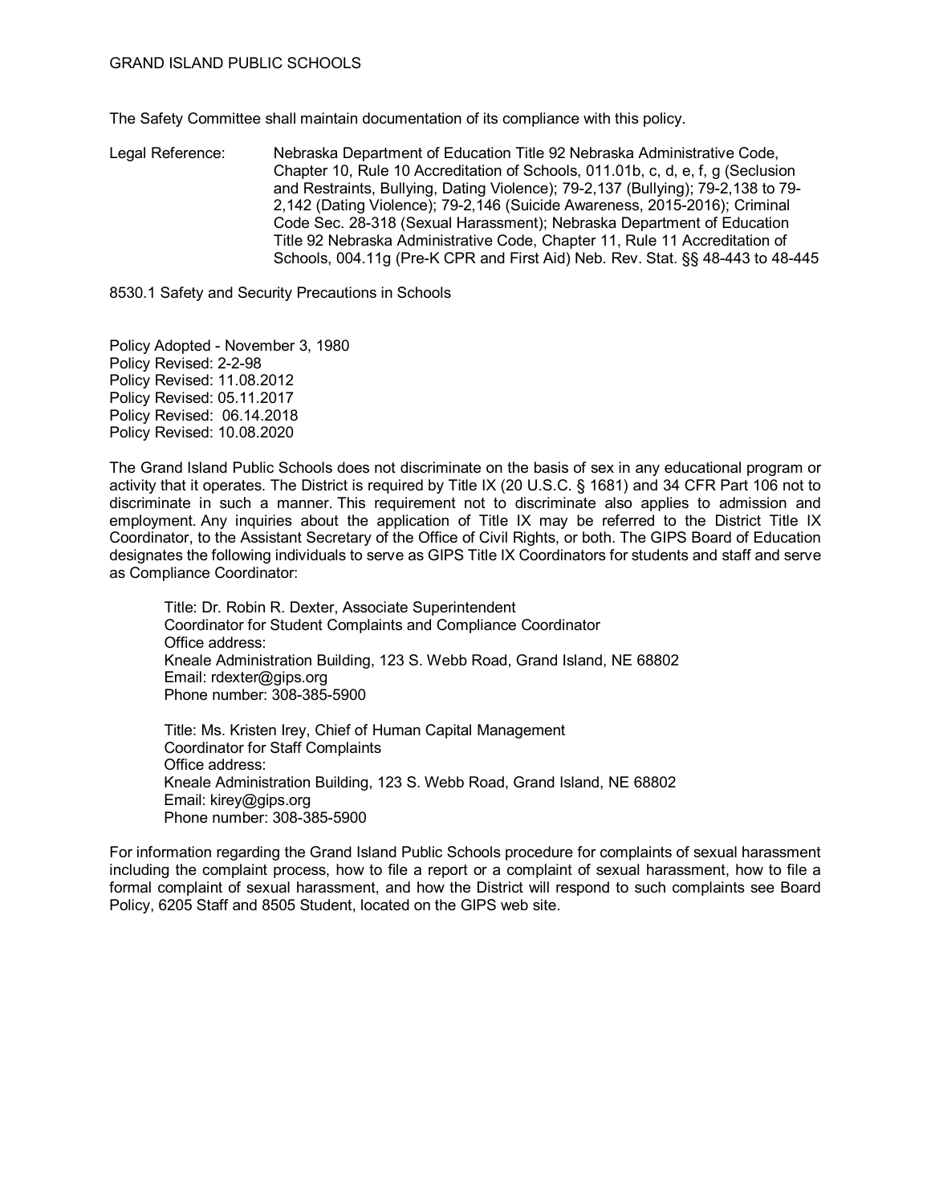The Safety Committee shall maintain documentation of its compliance with this policy.

Legal Reference: Nebraska Department of Education Title 92 Nebraska Administrative Code, Chapter 10, Rule 10 Accreditation of Schools, 011.01b, c, d, e, f, g (Seclusion and Restraints, Bullying, Dating Violence); 79-2,137 (Bullying); 79-2,138 to 79-2,142 (Dating Violence); 79-2,146 (Suicide Awareness, 2015-2016); Criminal Code Sec. 28-318 (Sexual Harassment); Nebraska Department of Education Title 92 Nebraska Administrative Code, Chapter 11, Rule 11 Accreditation of Schools, 004.11g (Pre-K CPR and First Aid) Neb. Rev. Stat. §§ 48-443 to 48-445

8530.1 Safety and Security Precautions in Schools

Policy Adopted - November 3, 1980
Policy Revised: 2-2-98
Policy Revised: 11.08.2012
Policy Revised: 05.11.2017
Policy Revised: 06.14.2018
Policy Revised: 10.08.2020

The Grand Island Public Schools does not discriminate on the basis of sex in any educational program or activity that it operates. The District is required by Title IX (20 U.S.C. § 1681) and 34 CFR Part 106 not to discriminate in such a manner. This requirement not to discriminate also applies to admission and employment. Any inquiries about the application of Title IX may be referred to the District Title IX Coordinator, to the Assistant Secretary of the Office of Civil Rights, or both. The GIPS Board of Education designates the following individuals to serve as GIPS Title IX Coordinators for students and staff and serve as Compliance Coordinator:

Title: Dr. Robin R. Dexter, Associate Superintendent
Coordinator for Student Complaints and Compliance Coordinator
Office address:
Kneale Administration Building, 123 S. Webb Road, Grand Island, NE 68802
Email: rdexter@gips.org
Phone number: 308-385-5900

Title: Ms. Kristen Irey, Chief of Human Capital Management
Coordinator for Staff Complaints
Office address:
Kneale Administration Building, 123 S. Webb Road, Grand Island, NE 68802
Email: kirey@gips.org
Phone number: 308-385-5900

For information regarding the Grand Island Public Schools procedure for complaints of sexual harassment including the complaint process, how to file a report or a complaint of sexual harassment, how to file a formal complaint of sexual harassment, and how the District will respond to such complaints see Board Policy, 6205 Staff and 8505 Student, located on the GIPS web site.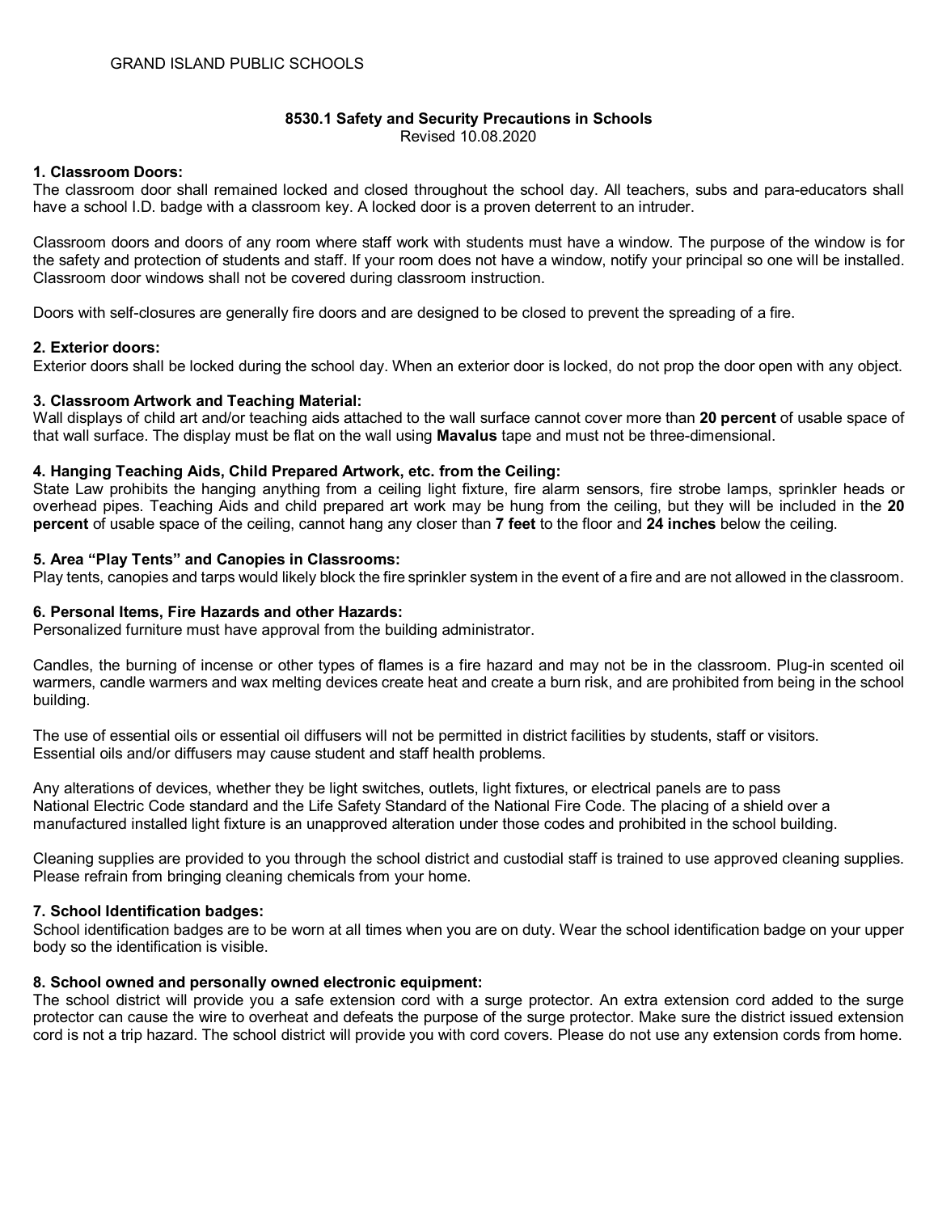GRAND ISLAND PUBLIC SCHOOLS

## 8530.1 Safety and Security Precautions in Schools

Revised 10.08.2020

**1. Classroom Doors:**
The classroom door shall remained locked and closed throughout the school day. All teachers, subs and para-educators shall have a school I.D. badge with a classroom key. A locked door is a proven deterrent to an intruder.

Classroom doors and doors of any room where staff work with students must have a window. The purpose of the window is for the safety and protection of students and staff. If your room does not have a window, notify your principal so one will be installed. Classroom door windows shall not be covered during classroom instruction.

Doors with self-closures are generally fire doors and are designed to be closed to prevent the spreading of a fire.

**2. Exterior doors:**
Exterior doors shall be locked during the school day. When an exterior door is locked, do not prop the door open with any object.

**3. Classroom Artwork and Teaching Material:**
Wall displays of child art and/or teaching aids attached to the wall surface cannot cover more than **20 percent** of usable space of that wall surface. The display must be flat on the wall using **Mavalus** tape and must not be three-dimensional.

**4. Hanging Teaching Aids, Child Prepared Artwork, etc. from the Ceiling:**
State Law prohibits the hanging anything from a ceiling light fixture, fire alarm sensors, fire strobe lamps, sprinkler heads or overhead pipes. Teaching Aids and child prepared art work may be hung from the ceiling, but they will be included in the **20 percent** of usable space of the ceiling, cannot hang any closer than **7 feet** to the floor and **24 inches** below the ceiling.

**5. Area "Play Tents" and Canopies in Classrooms:**
Play tents, canopies and tarps would likely block the fire sprinkler system in the event of a fire and are not allowed in the classroom.

**6. Personal Items, Fire Hazards and other Hazards:**
Personalized furniture must have approval from the building administrator.

Candles, the burning of incense or other types of flames is a fire hazard and may not be in the classroom. Plug-in scented oil warmers, candle warmers and wax melting devices create heat and create a burn risk, and are prohibited from being in the school building.

The use of essential oils or essential oil diffusers will not be permitted in district facilities by students, staff or visitors. Essential oils and/or diffusers may cause student and staff health problems.

Any alterations of devices, whether they be light switches, outlets, light fixtures, or electrical panels are to pass National Electric Code standard and the Life Safety Standard of the National Fire Code. The placing of a shield over a manufactured installed light fixture is an unapproved alteration under those codes and prohibited in the school building.

Cleaning supplies are provided to you through the school district and custodial staff is trained to use approved cleaning supplies. Please refrain from bringing cleaning chemicals from your home.

**7. School Identification badges:**
School identification badges are to be worn at all times when you are on duty. Wear the school identification badge on your upper body so the identification is visible.

**8. School owned and personally owned electronic equipment:**
The school district will provide you a safe extension cord with a surge protector. An extra extension cord added to the surge protector can cause the wire to overheat and defeats the purpose of the surge protector. Make sure the district issued extension cord is not a trip hazard. The school district will provide you with cord covers. Please do not use any extension cords from home.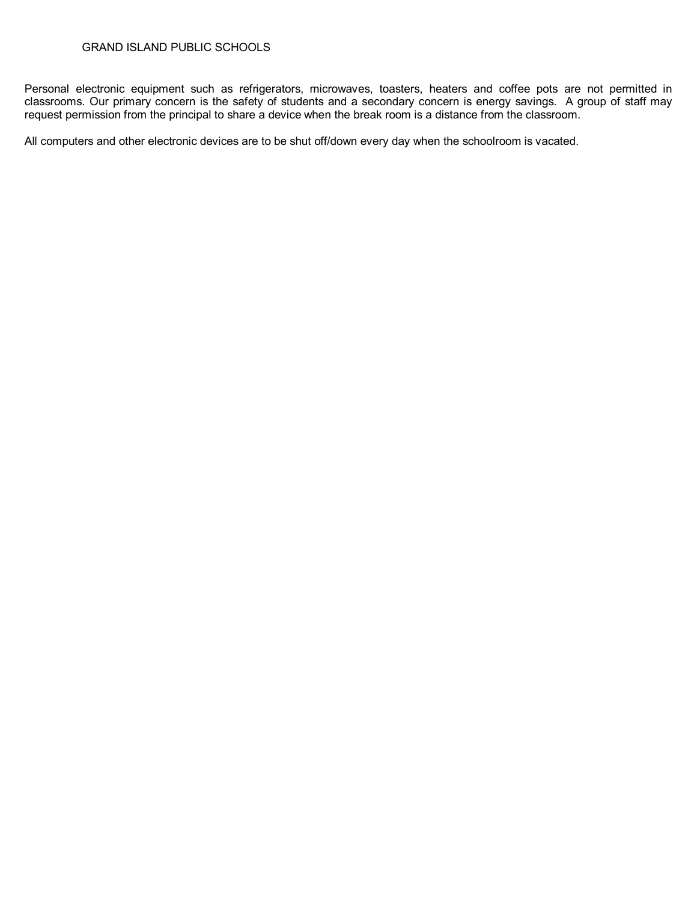Personal electronic equipment such as refrigerators, microwaves, toasters, heaters and coffee pots are not permitted in classrooms. Our primary concern is the safety of students and a secondary concern is energy savings. A group of staff may request permission from the principal to share a device when the break room is a distance from the classroom.

All computers and other electronic devices are to be shut off/down every day when the schoolroom is vacated.